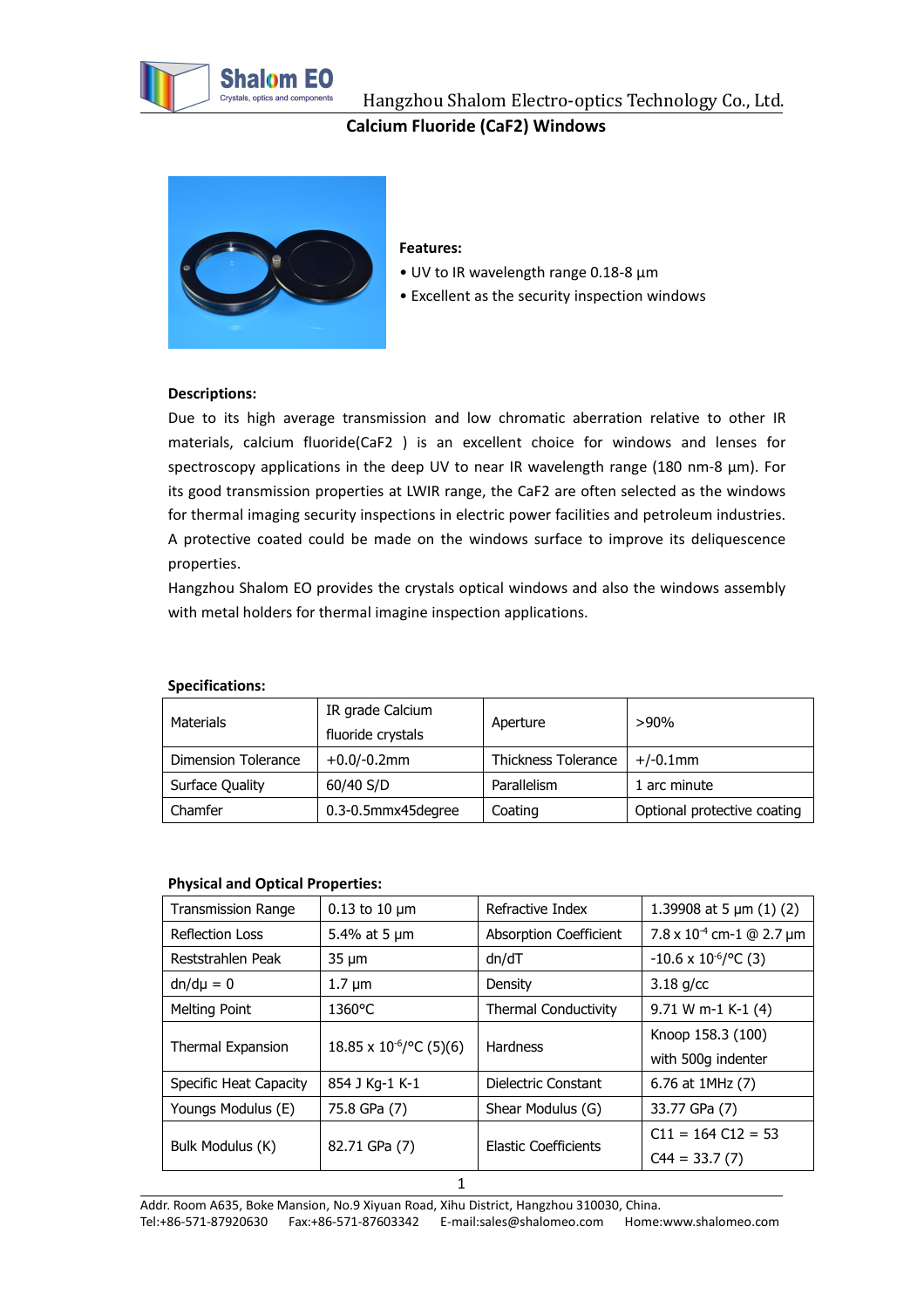# Calcium Fluoride ($CaF_2$) Windows

**Features:**

- UV to IR wavelength range 0.18-8 µm
- Excellent as the security inspection windows

**Descriptions:**

Due to its high average transmission and low chromatic aberration relative to other IR materials, calcium fluoride($CaF_2$ ) is an excellent choice for windows and lenses for spectroscopy applications in the deep UV to near IR wavelength range (180 nm-8 µm). For its good transmission properties at LWIR range, the $CaF_2$ are often selected as the windows for thermal imaging security inspections in electric power facilities and petroleum industries. A protective coated could be made on the windows surface to improve its deliquescence properties.

Hangzhou Shalom EO provides the crystals optical windows and also the windows assembly with metal holders for thermal imagine inspection applications.

**Specifications:**

| Materials | IR grade Calcium fluoride crystals | Aperture | >90% |
|---|---|---|---|
| Dimension Tolerance | +0.0/-0.2mm | Thickness Tolerance | +/-0.1mm |
| Surface Quality | 60/40 S/D | Parallelism | 1 arc minute |
| Chamfer | 0.3-0.5mmx45degree | Coating | Optional protective coating |

**Physical and Optical Properties:**

| Transmission Range | 0.13 to 10 µm | Refractive Index | 1.39908 at 5 µm (1) (2) |
|---|---|---|---|
| Reflection Loss | 5.4% at 5 µm | Absorption Coefficient | $7.8 \times 10^{-4}$ cm-1 @ 2.7 µm |
| Reststrahlen Peak | 35 µm | dn/dT | $-10.6 \times 10^{-6}$/°C (3) |
| dn/dµ = 0 | 1.7 µm | Density | 3.18 g/cc |
| Melting Point | 1360°C | Thermal Conductivity | 9.71 W m-1 K-1 (4) |
| Thermal Expansion | $18.85 \times 10^{-6}$/°C (5)(6) | Hardness | Knoop 158.3 (100) with 500g indenter |
| Specific Heat Capacity | 854 J Kg-1 K-1 | Dielectric Constant | 6.76 at 1MHz (7) |
| Youngs Modulus (E) | 75.8 GPa (7) | Shear Modulus (G) | 33.77 GPa (7) |
| Bulk Modulus (K) | 82.71 GPa (7) | Elastic Coefficients | C11 = 164 C12 = 53 C44 = 33.7 (7) |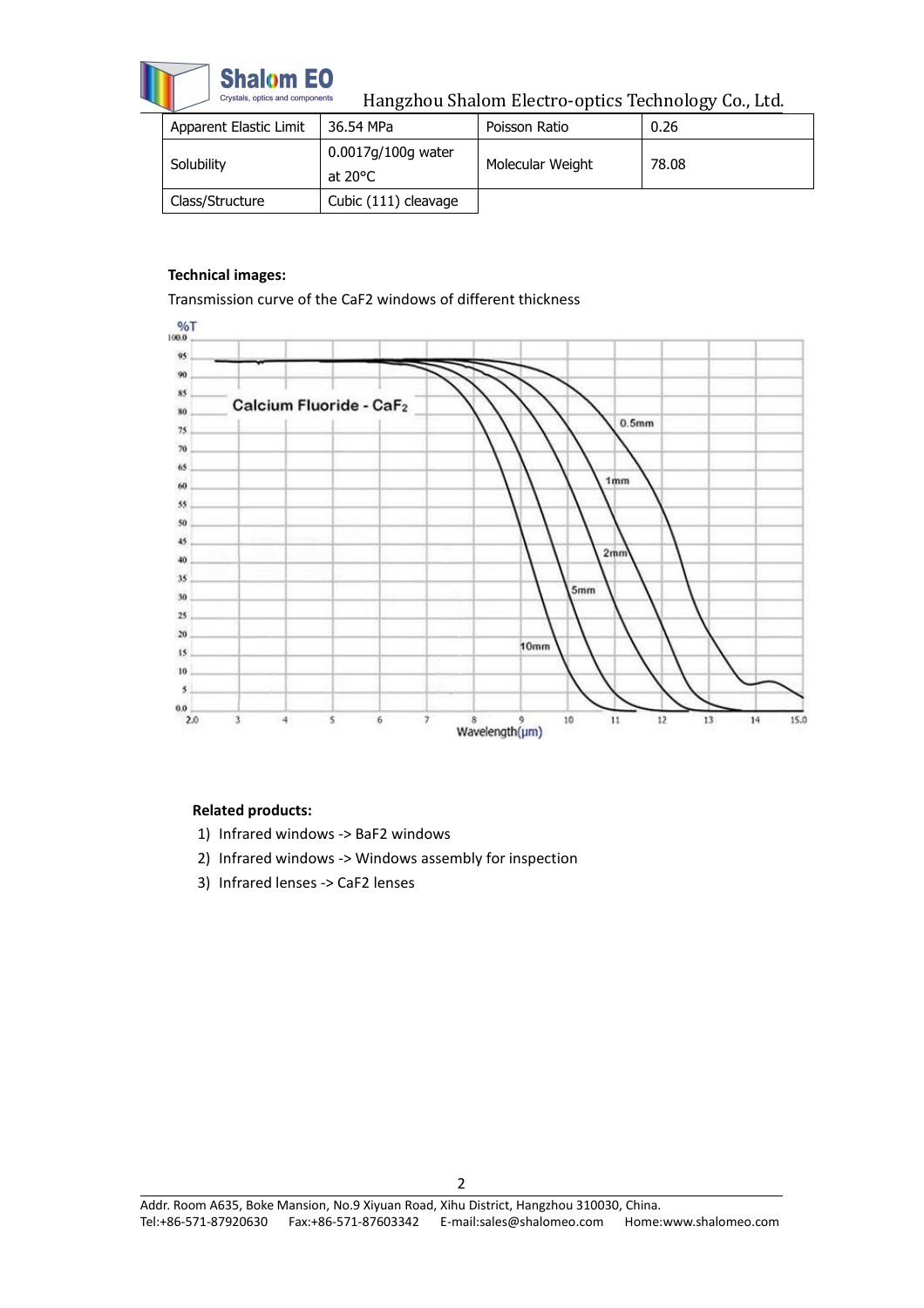| | | | |
|---|---|---|---|
| Apparent Elastic Limit | 36.54 MPa | Poisson Ratio | 0.26 |
| Solubility | 0.0017g/100g water at 20°C | Molecular Weight | 78.08 |
| Class/Structure | Cubic (111) cleavage | | |

**Technical images:**

Transmission curve of the $CaF_2$ windows of different thickness

%T

100.0
95
90
85
80
75
70
65
60
55
50
45
40
35
30
25
20
15
10
5
0.0

Calcium Fluoride - $CaF_2$

0.5mm
1mm
2mm
5mm
10mm

2.0 3 4 5 6 7 8 9 10 11 12 13 14 15.0

Wavelength(μm)

**Related products:**

1) Infrared windows -> BaF2 windows
2) Infrared windows -> Windows assembly for inspection
3) Infrared lenses -> CaF2 lenses